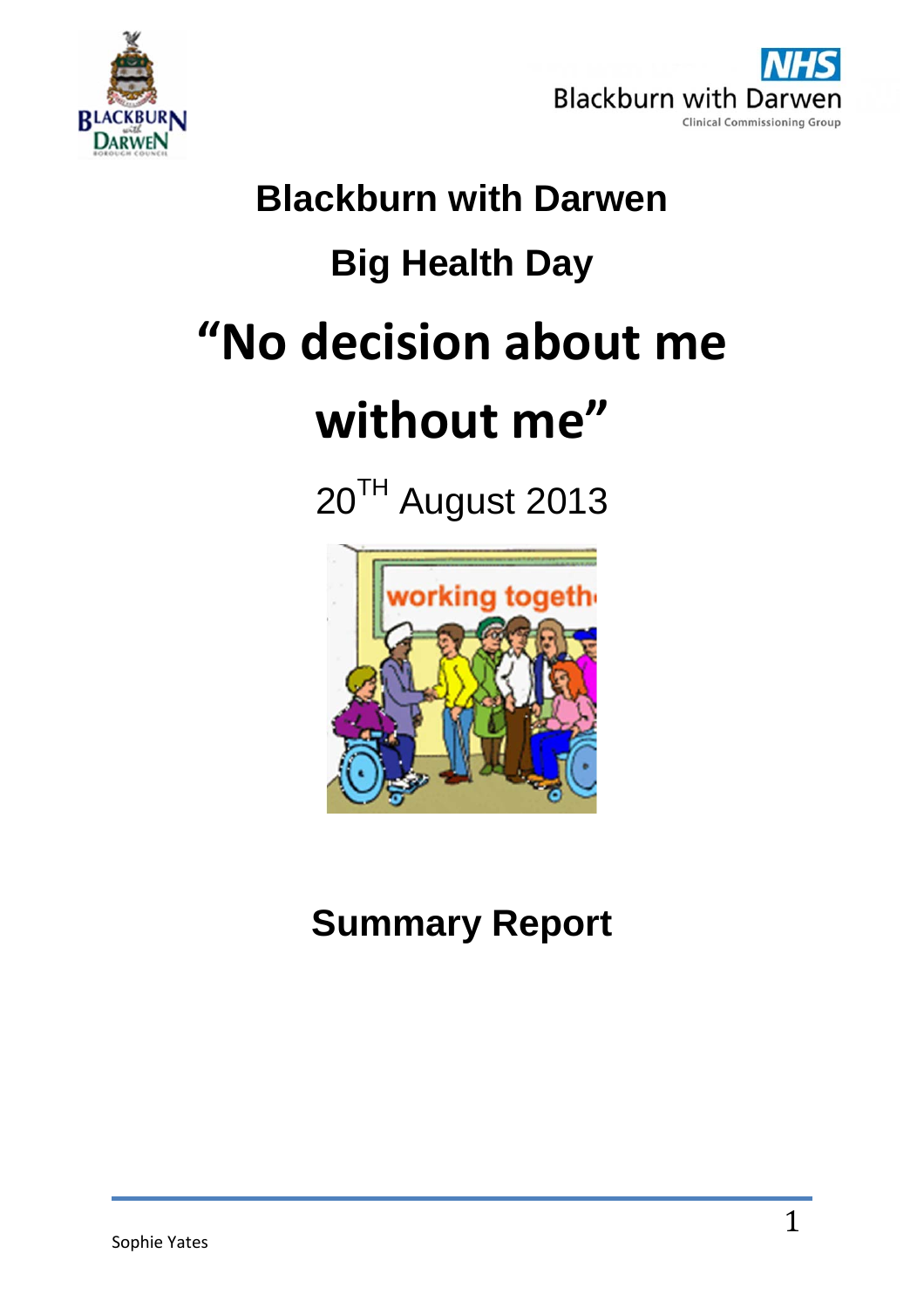# Blackburn with Darwen

# Big Health Day

# "No decision about me without me"

20TH August 2013

## Summary Report

Sophie Yates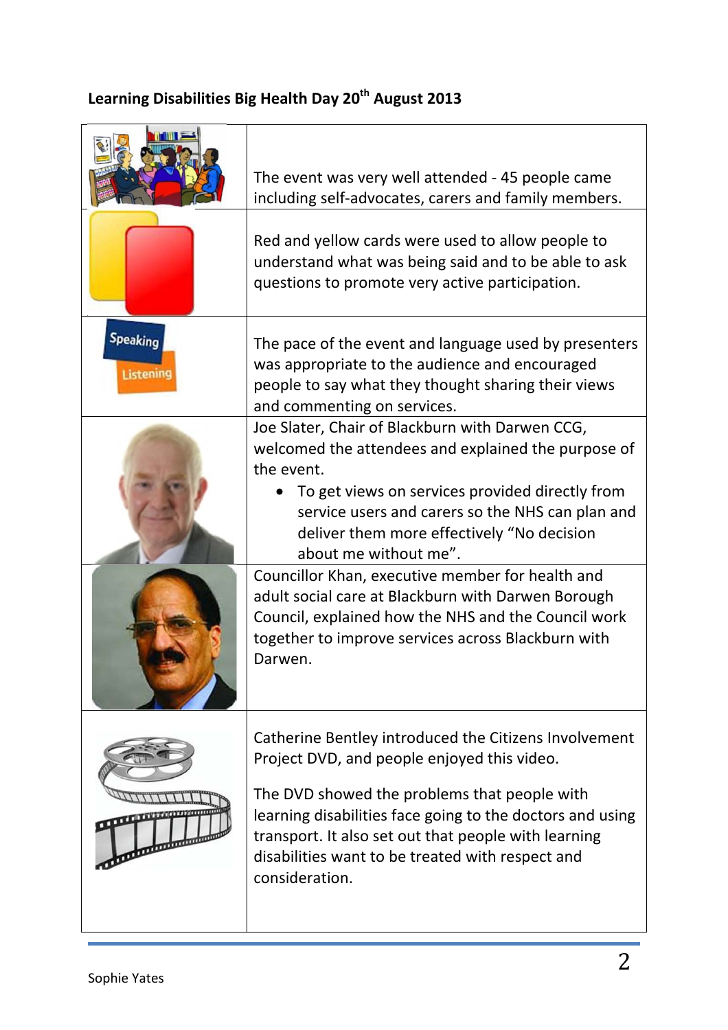**Learning Disabilities Big Health Day 20th August 2013**

| | |
|---|---|
| | The event was very well attended - 45 people came including self-advocates, carers and family members. |
| | Red and yellow cards were used to allow people to understand what was being said and to be able to ask questions to promote very active participation. |
| Speaking Listening | The pace of the event and language used by presenters was appropriate to the audience and encouraged people to say what they thought sharing their views and commenting on services. |
| | Joe Slater, Chair of Blackburn with Darwen CCG, welcomed the attendees and explained the purpose of the event.<br>• To get views on services provided directly from service users and carers so the NHS can plan and deliver them more effectively "No decision about me without me". |
| | Councillor Khan, executive member for health and adult social care at Blackburn with Darwen Borough Council, explained how the NHS and the Council work together to improve services across Blackburn with Darwen. |
| | Catherine Bentley introduced the Citizens Involvement Project DVD, and people enjoyed this video.<br><br>The DVD showed the problems that people with learning disabilities face going to the doctors and using transport. It also set out that people with learning disabilities want to be treated with respect and consideration. |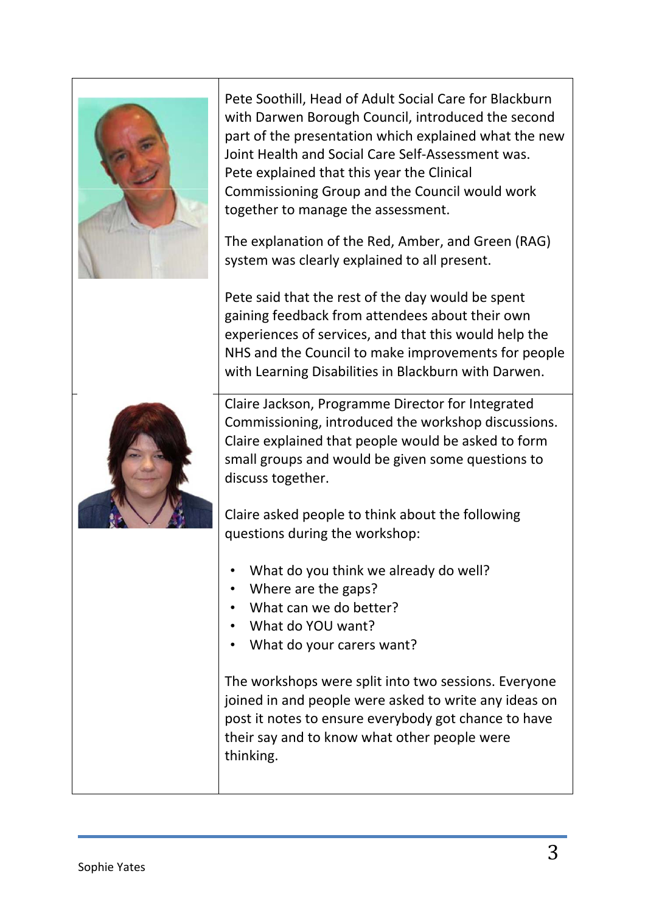Pete Soothill, Head of Adult Social Care for Blackburn with Darwen Borough Council, introduced the second part of the presentation which explained what the new Joint Health and Social Care Self-Assessment was. Pete explained that this year the Clinical Commissioning Group and the Council would work together to manage the assessment.

The explanation of the Red, Amber, and Green (RAG) system was clearly explained to all present.

Pete said that the rest of the day would be spent gaining feedback from attendees about their own experiences of services, and that this would help the NHS and the Council to make improvements for people with Learning Disabilities in Blackburn with Darwen.

Claire Jackson, Programme Director for Integrated Commissioning, introduced the workshop discussions. Claire explained that people would be asked to form small groups and would be given some questions to discuss together.

Claire asked people to think about the following questions during the workshop:

- What do you think we already do well?
- Where are the gaps?
- What can we do better?
- What do YOU want?
- What do your carers want?

The workshops were split into two sessions. Everyone joined in and people were asked to write any ideas on post it notes to ensure everybody got chance to have their say and to know what other people were thinking.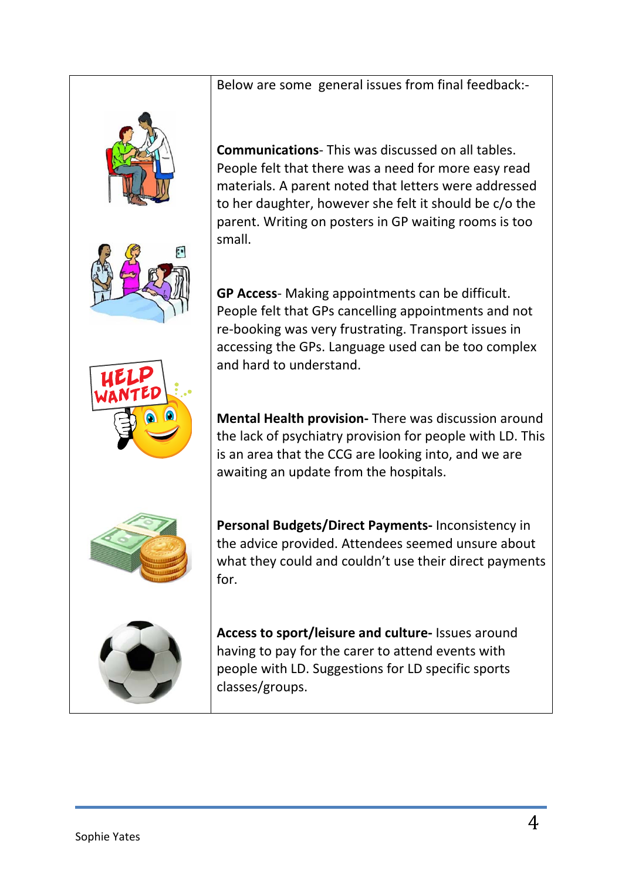Below are some general issues from final feedback:-

**Communications**- This was discussed on all tables. People felt that there was a need for more easy read materials. A parent noted that letters were addressed to her daughter, however she felt it should be c/o the parent. Writing on posters in GP waiting rooms is too small.

**GP Access**- Making appointments can be difficult. People felt that GPs cancelling appointments and not re-booking was very frustrating. Transport issues in accessing the GPs. Language used can be too complex and hard to understand.

**Mental Health provision-** There was discussion around the lack of psychiatry provision for people with LD. This is an area that the CCG are looking into, and we are awaiting an update from the hospitals.

**Personal Budgets/Direct Payments-** Inconsistency in the advice provided. Attendees seemed unsure about what they could and couldn't use their direct payments for.

**Access to sport/leisure and culture-** Issues around having to pay for the carer to attend events with people with LD. Suggestions for LD specific sports classes/groups.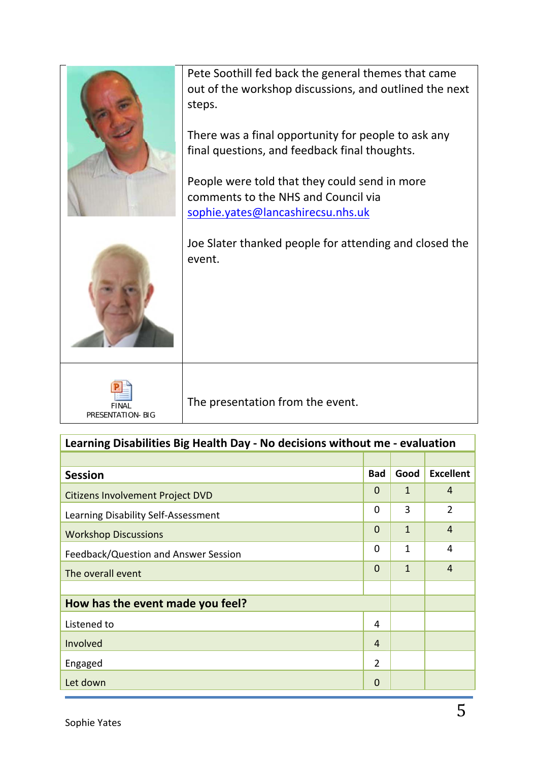| | |
|---|---|
| | Pete Soothill fed back the general themes that came out of the workshop discussions, and outlined the next steps.<br><br>There was a final opportunity for people to ask any final questions, and feedback final thoughts.<br><br>People were told that they could send in more comments to the NHS and Council via sophie.yates@lancashirecsu.nhs.uk<br><br>Joe Slater thanked people for attending and closed the event. |
| FINAL PRESENTATION- BIG | The presentation from the event. |

| Learning Disabilities Big Health Day - No decisions without me - evaluation | | | |
|---|---|---|---|
| **Session** | **Bad** | **Good** | **Excellent** |
| Citizens Involvement Project DVD | 0 | 1 | 4 |
| Learning Disability Self-Assessment | 0 | 3 | 2 |
| Workshop Discussions | 0 | 1 | 4 |
| Feedback/Question and Answer Session | 0 | 1 | 4 |
| The overall event | 0 | 1 | 4 |
| | | | |
| **How has the event made you feel?** | | | |
| Listened to | 4 | | |
| Involved | 4 | | |
| Engaged | 2 | | |
| Let down | 0 | | |

Sophie Yates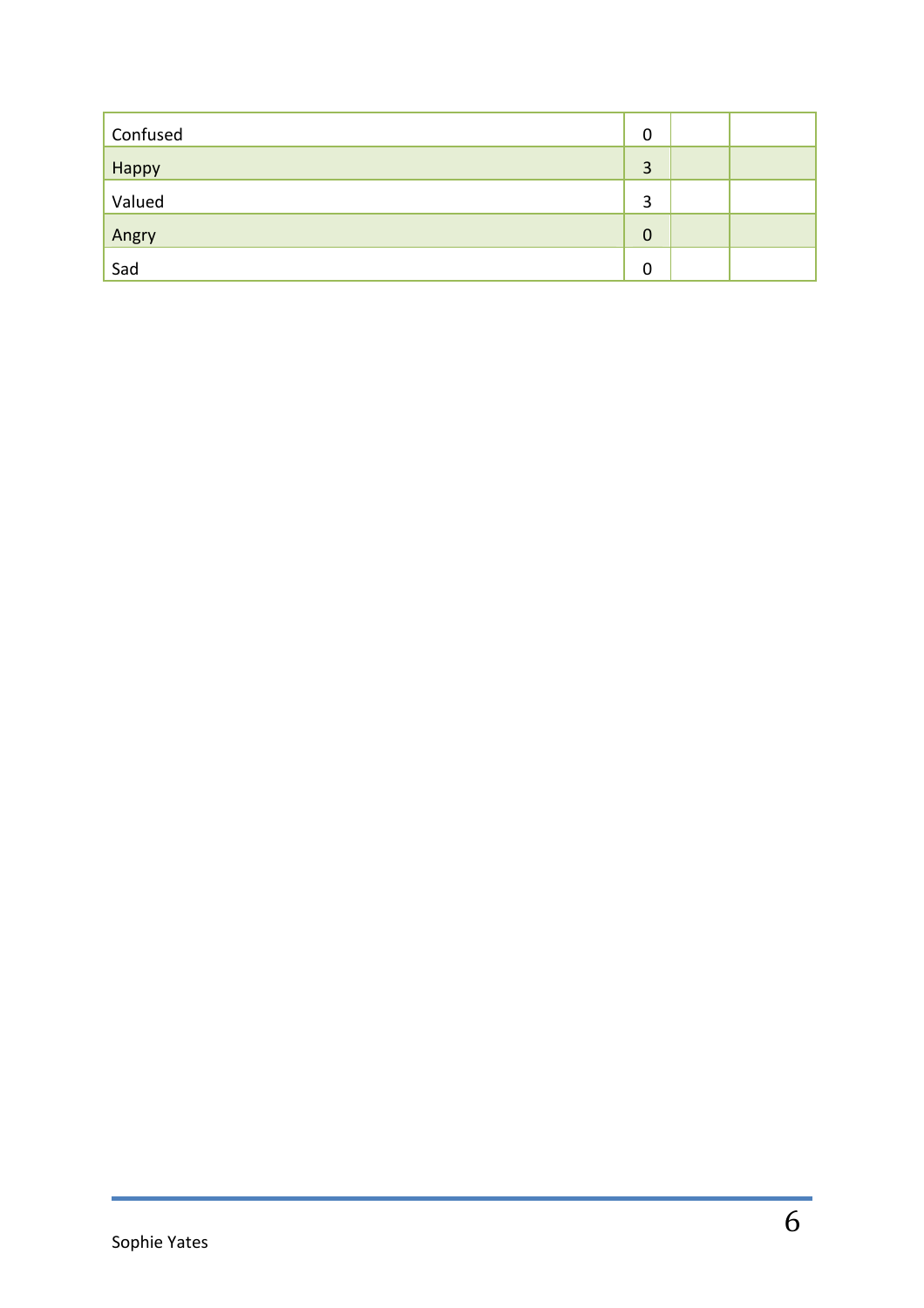| | | | |
|---|---|---|---|
| Confused | 0 | | |
| Happy | 3 | | |
| Valued | 3 | | |
| Angry | 0 | | |
| Sad | 0 | | |